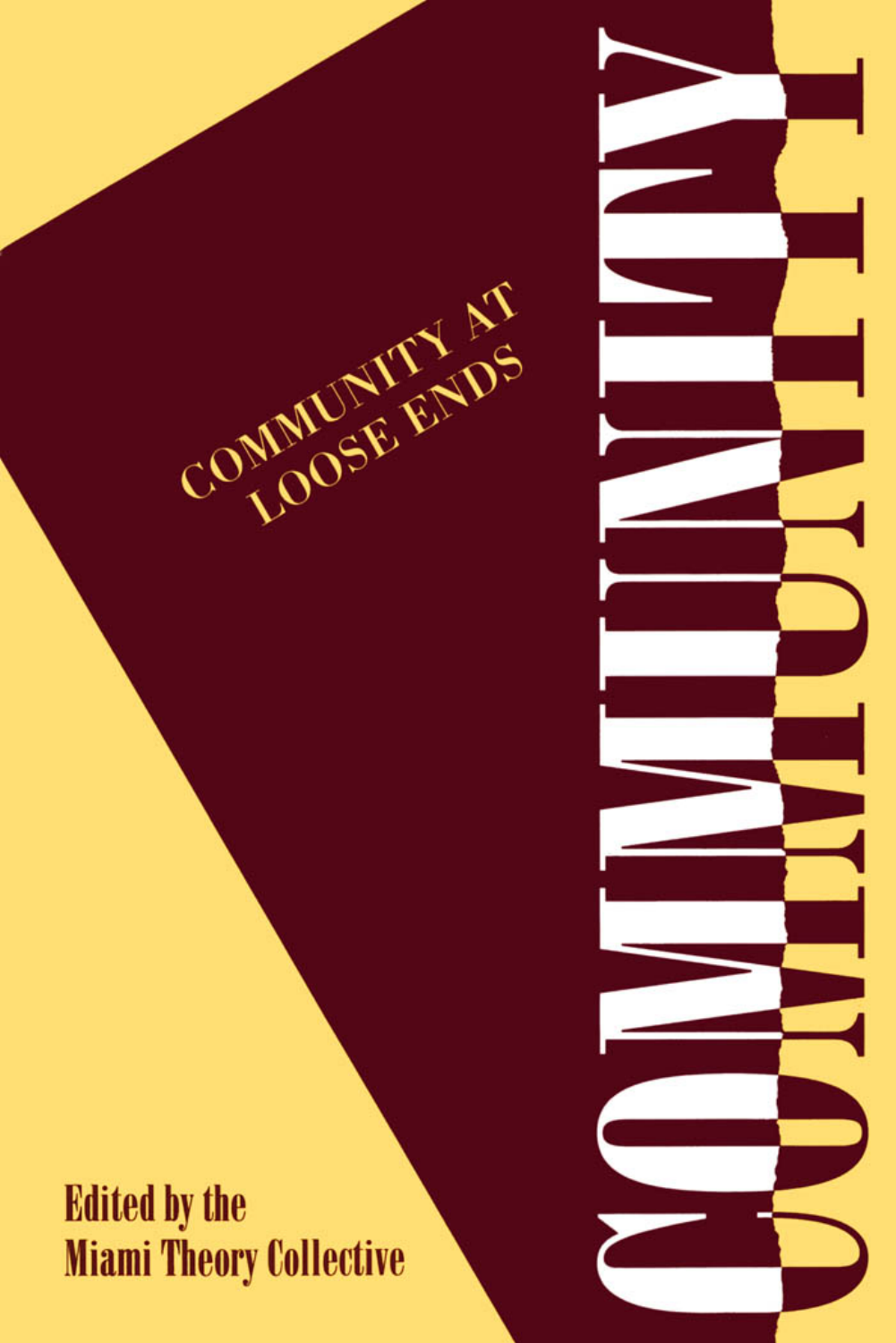# COMMUNITY

## COMMUNITY AT LOOSE ENDS

**Edited by the Miami Theory Collective**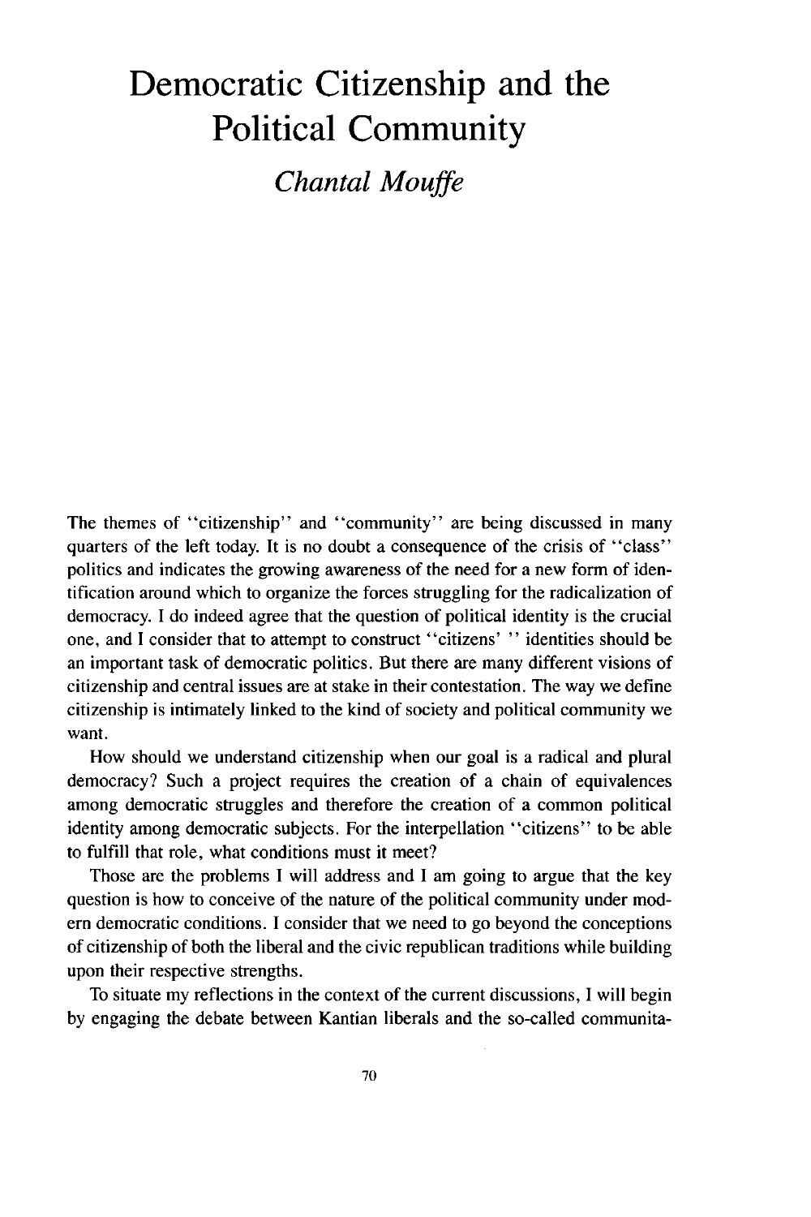# Democratic Citizenship and the Political Community

## *Chantal Mouffe*

The themes of "citizenship" and "community" are being discussed in many quarters of the left today. It is no doubt a consequence of the crisis of "class" politics and indicates the growing awareness of the need for a new form of identification around which to organize the forces struggling for the radicalization of democracy. I do indeed agree that the question of political identity is the crucial one, and I consider that to attempt to construct "citizens' " identities should be an important task of democratic politics. But there are many different visions of citizenship and central issues are at stake in their contestation. The way we define citizenship is intimately linked to the kind of society and political community we want.

How should we understand citizenship when our goal is a radical and plural democracy? Such a project requires the creation of a chain of equivalences among democratic struggles and therefore the creation of a common political identity among democratic subjects. For the interpellation "citizens" to be able to fulfill that role, what conditions must it meet?

Those are the problems I will address and I am going to argue that the key question is how to conceive of the nature of the political community under modern democratic conditions. I consider that we need to go beyond the conceptions of citizenship of both the liberal and the civic republican traditions while building upon their respective strengths.

To situate my reflections in the context of the current discussions, I will begin by engaging the debate between Kantian liberals and the so-called communita-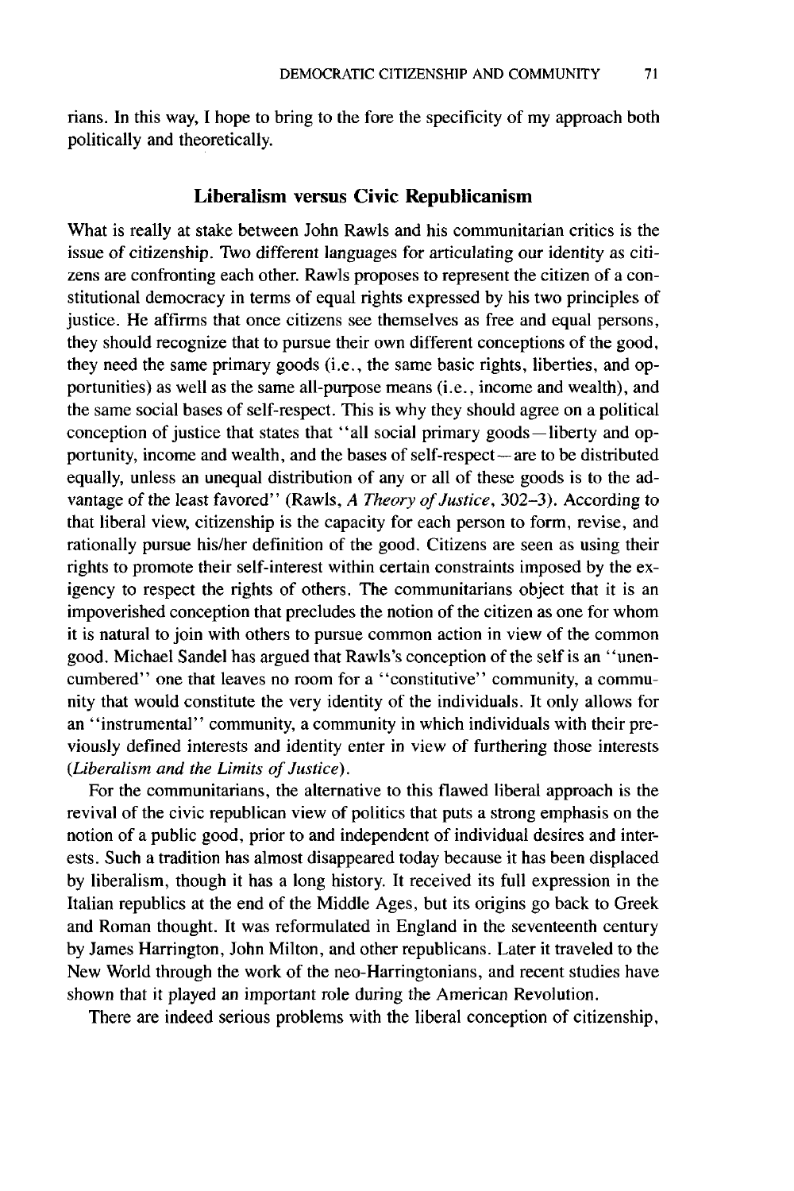rians. In this way, I hope to bring to the fore the specificity of my approach both politically and theoretically.

## Liberalism versus Civic Republicanism

What is really at stake between John Rawls and his communitarian critics is the issue of citizenship. Two different languages for articulating our identity as citizens are confronting each other. Rawls proposes to represent the citizen of a constitutional democracy in terms of equal rights expressed by his two principles of justice. He affirms that once citizens see themselves as free and equal persons, they should recognize that to pursue their own different conceptions of the good, they need the same primary goods (i.e., the same basic rights, liberties, and opportunities) as well as the same all-purpose means (i.e., income and wealth), and the same social bases of self-respect. This is why they should agree on a political conception of justice that states that "all social primary goods—liberty and opportunity, income and wealth, and the bases of self-respect—are to be distributed equally, unless an unequal distribution of any or all of these goods is to the advantage of the least favored" (Rawls, *A Theory of Justice*, 302–3). According to that liberal view, citizenship is the capacity for each person to form, revise, and rationally pursue his/her definition of the good. Citizens are seen as using their rights to promote their self-interest within certain constraints imposed by the exigency to respect the rights of others. The communitarians object that it is an impoverished conception that precludes the notion of the citizen as one for whom it is natural to join with others to pursue common action in view of the common good. Michael Sandel has argued that Rawls's conception of the self is an "unencumbered" one that leaves no room for a "constitutive" community, a community that would constitute the very identity of the individuals. It only allows for an "instrumental" community, a community in which individuals with their previously defined interests and identity enter in view of furthering those interests (*Liberalism and the Limits of Justice*).

For the communitarians, the alternative to this flawed liberal approach is the revival of the civic republican view of politics that puts a strong emphasis on the notion of a public good, prior to and independent of individual desires and interests. Such a tradition has almost disappeared today because it has been displaced by liberalism, though it has a long history. It received its full expression in the Italian republics at the end of the Middle Ages, but its origins go back to Greek and Roman thought. It was reformulated in England in the seventeenth century by James Harrington, John Milton, and other republicans. Later it traveled to the New World through the work of the neo-Harringtonians, and recent studies have shown that it played an important role during the American Revolution.

There are indeed serious problems with the liberal conception of citizenship,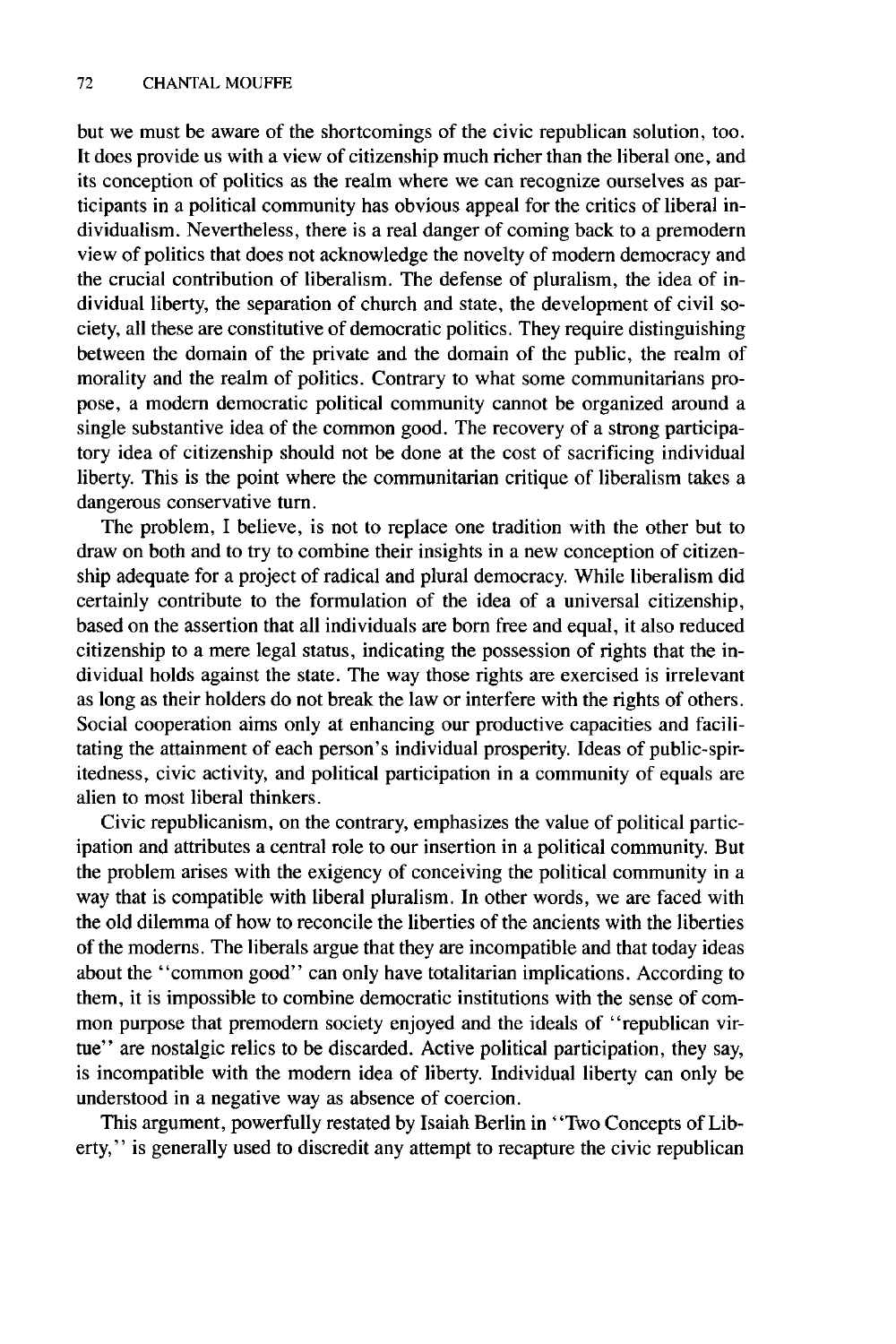but we must be aware of the shortcomings of the civic republican solution, too. It does provide us with a view of citizenship much richer than the liberal one, and its conception of politics as the realm where we can recognize ourselves as participants in a political community has obvious appeal for the critics of liberal individualism. Nevertheless, there is a real danger of coming back to a premodern view of politics that does not acknowledge the novelty of modern democracy and the crucial contribution of liberalism. The defense of pluralism, the idea of individual liberty, the separation of church and state, the development of civil society, all these are constitutive of democratic politics. They require distinguishing between the domain of the private and the domain of the public, the realm of morality and the realm of politics. Contrary to what some communitarians propose, a modern democratic political community cannot be organized around a single substantive idea of the common good. The recovery of a strong participatory idea of citizenship should not be done at the cost of sacrificing individual liberty. This is the point where the communitarian critique of liberalism takes a dangerous conservative turn.

The problem, I believe, is not to replace one tradition with the other but to draw on both and to try to combine their insights in a new conception of citizenship adequate for a project of radical and plural democracy. While liberalism did certainly contribute to the formulation of the idea of a universal citizenship, based on the assertion that all individuals are born free and equal, it also reduced citizenship to a mere legal status, indicating the possession of rights that the individual holds against the state. The way those rights are exercised is irrelevant as long as their holders do not break the law or interfere with the rights of others. Social cooperation aims only at enhancing our productive capacities and facilitating the attainment of each person's individual prosperity. Ideas of public-spiritedness, civic activity, and political participation in a community of equals are alien to most liberal thinkers.

Civic republicanism, on the contrary, emphasizes the value of political participation and attributes a central role to our insertion in a political community. But the problem arises with the exigency of conceiving the political community in a way that is compatible with liberal pluralism. In other words, we are faced with the old dilemma of how to reconcile the liberties of the ancients with the liberties of the moderns. The liberals argue that they are incompatible and that today ideas about the "common good" can only have totalitarian implications. According to them, it is impossible to combine democratic institutions with the sense of common purpose that premodern society enjoyed and the ideals of "republican virtue" are nostalgic relics to be discarded. Active political participation, they say, is incompatible with the modern idea of liberty. Individual liberty can only be understood in a negative way as absence of coercion.

This argument, powerfully restated by Isaiah Berlin in "Two Concepts of Liberty," is generally used to discredit any attempt to recapture the civic republican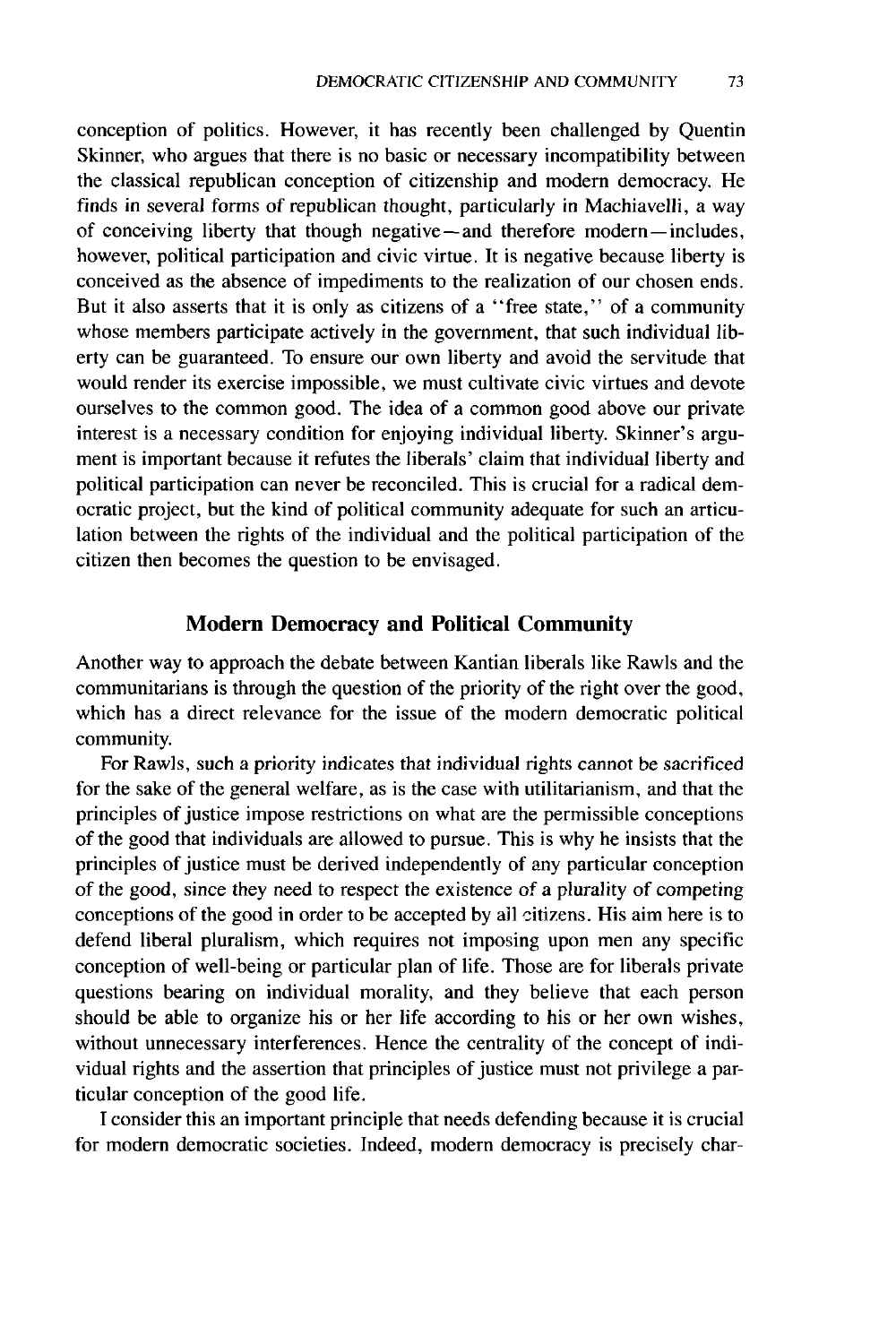conception of politics. However, it has recently been challenged by Quentin Skinner, who argues that there is no basic or necessary incompatibility between the classical republican conception of citizenship and modern democracy. He finds in several forms of republican thought, particularly in Machiavelli, a way of conceiving liberty that though negative—and therefore modern—includes, however, political participation and civic virtue. It is negative because liberty is conceived as the absence of impediments to the realization of our chosen ends. But it also asserts that it is only as citizens of a "free state," of a community whose members participate actively in the government, that such individual liberty can be guaranteed. To ensure our own liberty and avoid the servitude that would render its exercise impossible, we must cultivate civic virtues and devote ourselves to the common good. The idea of a common good above our private interest is a necessary condition for enjoying individual liberty. Skinner's argument is important because it refutes the liberals' claim that individual liberty and political participation can never be reconciled. This is crucial for a radical democratic project, but the kind of political community adequate for such an articulation between the rights of the individual and the political participation of the citizen then becomes the question to be envisaged.

## Modern Democracy and Political Community

Another way to approach the debate between Kantian liberals like Rawls and the communitarians is through the question of the priority of the right over the good, which has a direct relevance for the issue of the modern democratic political community.

For Rawls, such a priority indicates that individual rights cannot be sacrificed for the sake of the general welfare, as is the case with utilitarianism, and that the principles of justice impose restrictions on what are the permissible conceptions of the good that individuals are allowed to pursue. This is why he insists that the principles of justice must be derived independently of any particular conception of the good, since they need to respect the existence of a plurality of competing conceptions of the good in order to be accepted by all citizens. His aim here is to defend liberal pluralism, which requires not imposing upon men any specific conception of well-being or particular plan of life. Those are for liberals private questions bearing on individual morality, and they believe that each person should be able to organize his or her life according to his or her own wishes, without unnecessary interferences. Hence the centrality of the concept of individual rights and the assertion that principles of justice must not privilege a particular conception of the good life.

I consider this an important principle that needs defending because it is crucial for modern democratic societies. Indeed, modern democracy is precisely char-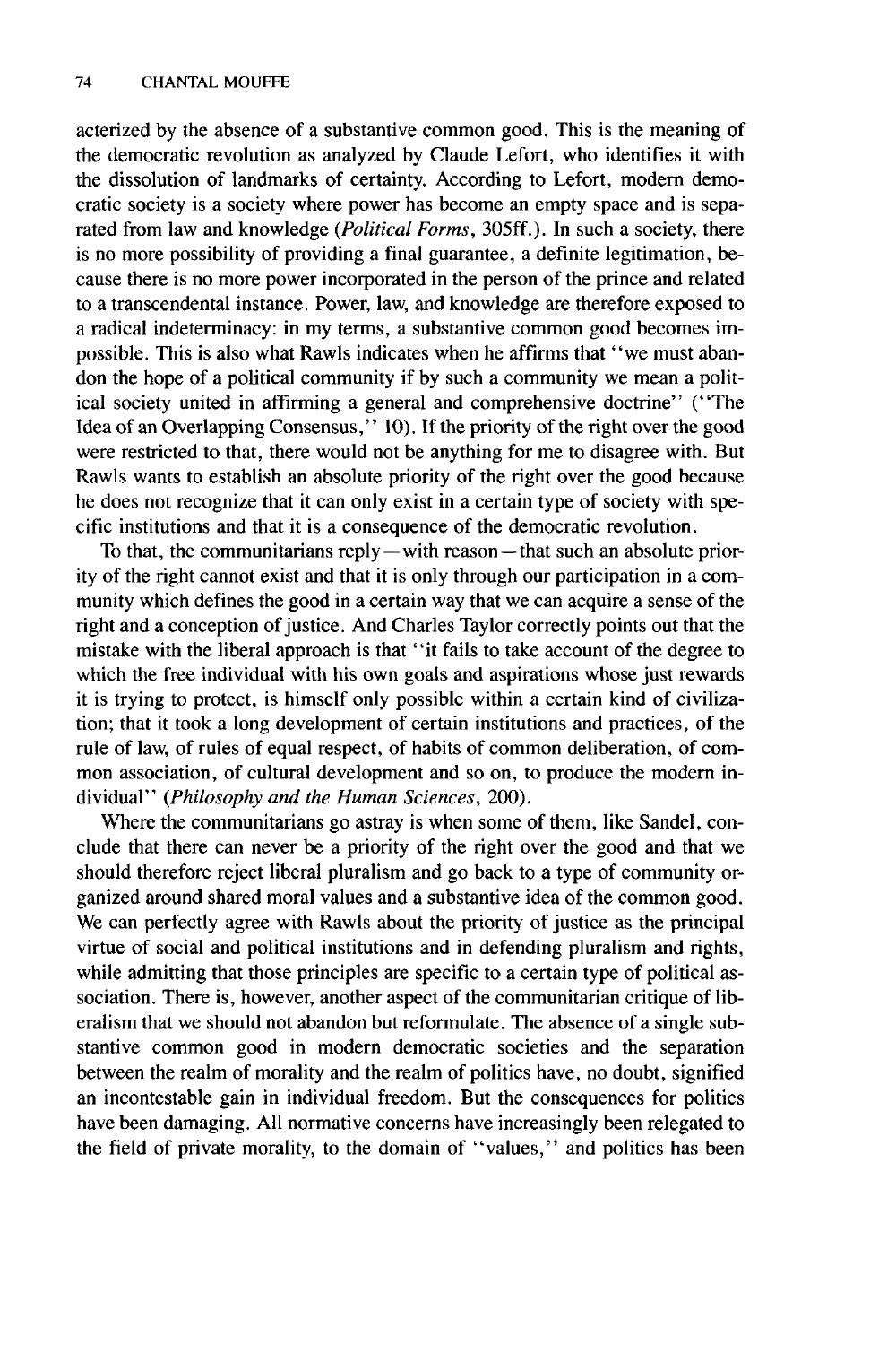acterized by the absence of a substantive common good. This is the meaning of the democratic revolution as analyzed by Claude Lefort, who identifies it with the dissolution of landmarks of certainty. According to Lefort, modern democratic society is a society where power has become an empty space and is separated from law and knowledge (*Political Forms*, 305ff.). In such a society, there is no more possibility of providing a final guarantee, a definite legitimation, because there is no more power incorporated in the person of the prince and related to a transcendental instance. Power, law, and knowledge are therefore exposed to a radical indeterminacy: in my terms, a substantive common good becomes impossible. This is also what Rawls indicates when he affirms that "we must abandon the hope of a political community if by such a community we mean a political society united in affirming a general and comprehensive doctrine" ("The Idea of an Overlapping Consensus," 10). If the priority of the right over the good were restricted to that, there would not be anything for me to disagree with. But Rawls wants to establish an absolute priority of the right over the good because he does not recognize that it can only exist in a certain type of society with specific institutions and that it is a consequence of the democratic revolution.

To that, the communitarians reply—with reason—that such an absolute priority of the right cannot exist and that it is only through our participation in a community which defines the good in a certain way that we can acquire a sense of the right and a conception of justice. And Charles Taylor correctly points out that the mistake with the liberal approach is that "it fails to take account of the degree to which the free individual with his own goals and aspirations whose just rewards it is trying to protect, is himself only possible within a certain kind of civilization; that it took a long development of certain institutions and practices, of the rule of law, of rules of equal respect, of habits of common deliberation, of common association, of cultural development and so on, to produce the modern individual" (*Philosophy and the Human Sciences*, 200).

Where the communitarians go astray is when some of them, like Sandel, conclude that there can never be a priority of the right over the good and that we should therefore reject liberal pluralism and go back to a type of community organized around shared moral values and a substantive idea of the common good. We can perfectly agree with Rawls about the priority of justice as the principal virtue of social and political institutions and in defending pluralism and rights, while admitting that those principles are specific to a certain type of political association. There is, however, another aspect of the communitarian critique of liberalism that we should not abandon but reformulate. The absence of a single substantive common good in modern democratic societies and the separation between the realm of morality and the realm of politics have, no doubt, signified an incontestable gain in individual freedom. But the consequences for politics have been damaging. All normative concerns have increasingly been relegated to the field of private morality, to the domain of "values," and politics has been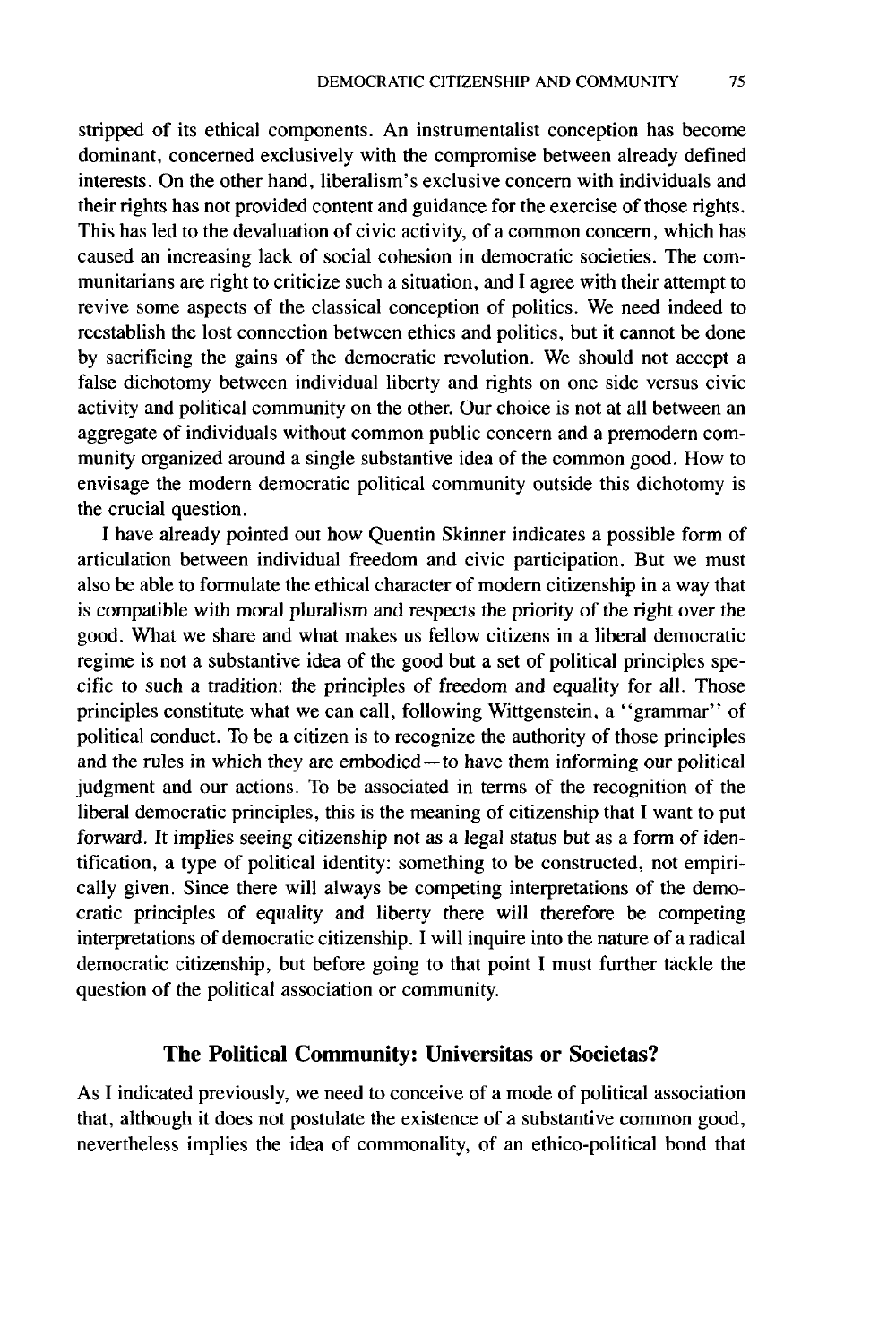stripped of its ethical components. An instrumentalist conception has become dominant, concerned exclusively with the compromise between already defined interests. On the other hand, liberalism's exclusive concern with individuals and their rights has not provided content and guidance for the exercise of those rights. This has led to the devaluation of civic activity, of a common concern, which has caused an increasing lack of social cohesion in democratic societies. The communitarians are right to criticize such a situation, and I agree with their attempt to revive some aspects of the classical conception of politics. We need indeed to reestablish the lost connection between ethics and politics, but it cannot be done by sacrificing the gains of the democratic revolution. We should not accept a false dichotomy between individual liberty and rights on one side versus civic activity and political community on the other. Our choice is not at all between an aggregate of individuals without common public concern and a premodern community organized around a single substantive idea of the common good. How to envisage the modern democratic political community outside this dichotomy is the crucial question.

I have already pointed out how Quentin Skinner indicates a possible form of articulation between individual freedom and civic participation. But we must also be able to formulate the ethical character of modern citizenship in a way that is compatible with moral pluralism and respects the priority of the right over the good. What we share and what makes us fellow citizens in a liberal democratic regime is not a substantive idea of the good but a set of political principles specific to such a tradition: the principles of freedom and equality for all. Those principles constitute what we can call, following Wittgenstein, a "grammar" of political conduct. To be a citizen is to recognize the authority of those principles and the rules in which they are embodied—to have them informing our political judgment and our actions. To be associated in terms of the recognition of the liberal democratic principles, this is the meaning of citizenship that I want to put forward. It implies seeing citizenship not as a legal status but as a form of identification, a type of political identity: something to be constructed, not empirically given. Since there will always be competing interpretations of the democratic principles of equality and liberty there will therefore be competing interpretations of democratic citizenship. I will inquire into the nature of a radical democratic citizenship, but before going to that point I must further tackle the question of the political association or community.

## The Political Community: Universitas or Societas?

As I indicated previously, we need to conceive of a mode of political association that, although it does not postulate the existence of a substantive common good, nevertheless implies the idea of commonality, of an ethico-political bond that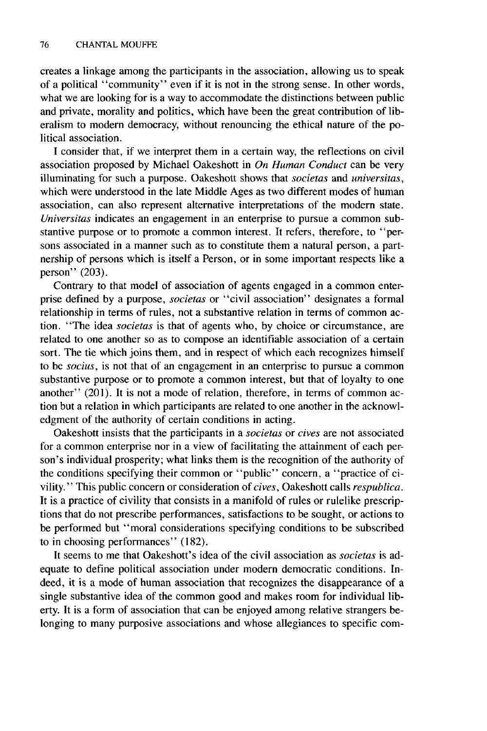creates a linkage among the participants in the association, allowing us to speak of a political "community" even if it is not in the strong sense. In other words, what we are looking for is a way to accommodate the distinctions between public and private, morality and politics, which have been the great contribution of liberalism to modern democracy, without renouncing the ethical nature of the political association.

I consider that, if we interpret them in a certain way, the reflections on civil association proposed by Michael Oakeshott in *On Human Conduct* can be very illuminating for such a purpose. Oakeshott shows that *societas* and *universitas*, which were understood in the late Middle Ages as two different modes of human association, can also represent alternative interpretations of the modern state. *Universitas* indicates an engagement in an enterprise to pursue a common substantive purpose or to promote a common interest. It refers, therefore, to "persons associated in a manner such as to constitute them a natural person, a partnership of persons which is itself a Person, or in some important respects like a person" (203).

Contrary to that model of association of agents engaged in a common enterprise defined by a purpose, *societas* or "civil association" designates a formal relationship in terms of rules, not a substantive relation in terms of common action. "The idea *societas* is that of agents who, by choice or circumstance, are related to one another so as to compose an identifiable association of a certain sort. The tie which joins them, and in respect of which each recognizes himself to be *socius*, is not that of an engagement in an enterprise to pursue a common substantive purpose or to promote a common interest, but that of loyalty to one another" (201). It is not a mode of relation, therefore, in terms of common action but a relation in which participants are related to one another in the acknowledgment of the authority of certain conditions in acting.

Oakeshott insists that the participants in a *societas* or *cives* are not associated for a common enterprise nor in a view of facilitating the attainment of each person's individual prosperity; what links them is the recognition of the authority of the conditions specifying their common or "public" concern, a "practice of civility." This public concern or consideration of *cives*, Oakeshott calls *respublica*. It is a practice of civility that consists in a manifold of rules or rulelike prescriptions that do not prescribe performances, satisfactions to be sought, or actions to be performed but "moral considerations specifying conditions to be subscribed to in choosing performances" (182).

It seems to me that Oakeshott's idea of the civil association as *societas* is adequate to define political association under modern democratic conditions. Indeed, it is a mode of human association that recognizes the disappearance of a single substantive idea of the common good and makes room for individual liberty. It is a form of association that can be enjoyed among relative strangers belonging to many purposive associations and whose allegiances to specific com-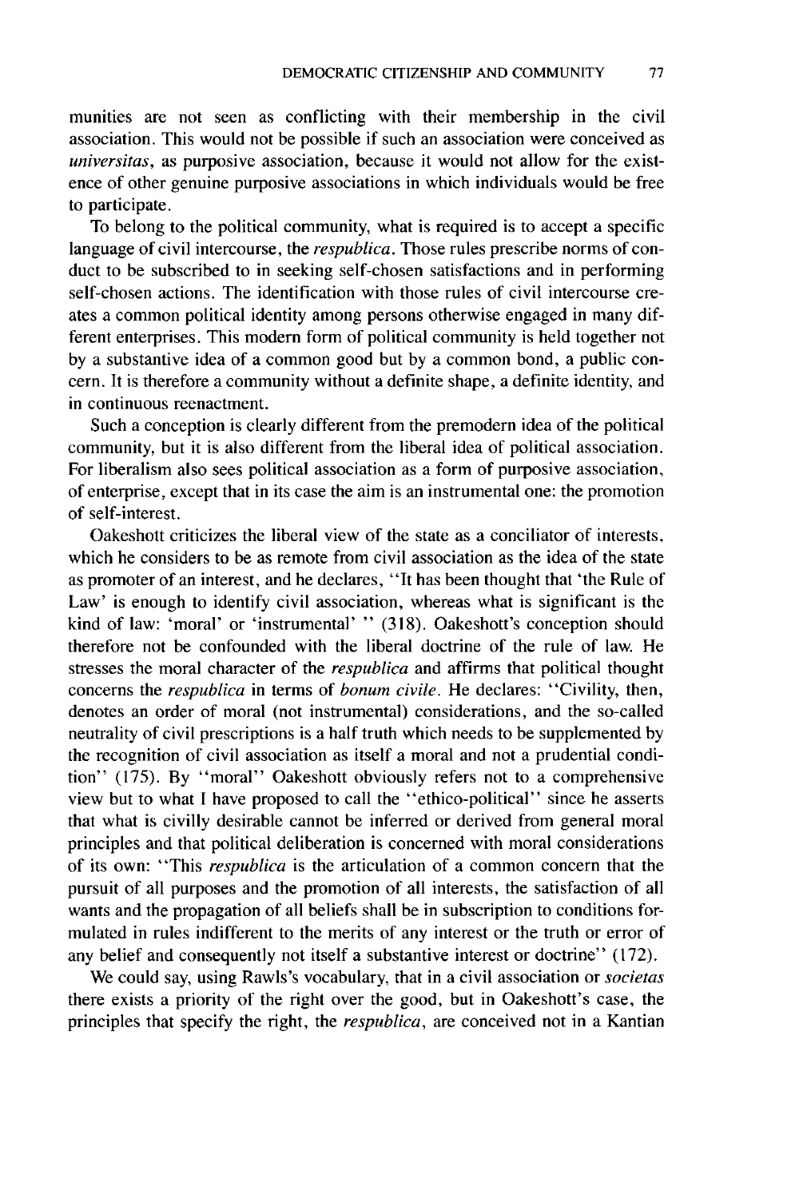munities are not seen as conflicting with their membership in the civil association. This would not be possible if such an association were conceived as *universitas*, as purposive association, because it would not allow for the existence of other genuine purposive associations in which individuals would be free to participate.

To belong to the political community, what is required is to accept a specific language of civil intercourse, the *respublica*. Those rules prescribe norms of conduct to be subscribed to in seeking self-chosen satisfactions and in performing self-chosen actions. The identification with those rules of civil intercourse creates a common political identity among persons otherwise engaged in many different enterprises. This modern form of political community is held together not by a substantive idea of a common good but by a common bond, a public concern. It is therefore a community without a definite shape, a definite identity, and in continuous reenactment.

Such a conception is clearly different from the premodern idea of the political community, but it is also different from the liberal idea of political association. For liberalism also sees political association as a form of purposive association, of enterprise, except that in its case the aim is an instrumental one: the promotion of self-interest.

Oakeshott criticizes the liberal view of the state as a conciliator of interests, which he considers to be as remote from civil association as the idea of the state as promoter of an interest, and he declares, "It has been thought that 'the Rule of Law' is enough to identify civil association, whereas what is significant is the kind of law: 'moral' or 'instrumental' " (318). Oakeshott's conception should therefore not be confounded with the liberal doctrine of the rule of law. He stresses the moral character of the *respublica* and affirms that political thought concerns the *respublica* in terms of *bonum civile*. He declares: "Civility, then, denotes an order of moral (not instrumental) considerations, and the so-called neutrality of civil prescriptions is a half truth which needs to be supplemented by the recognition of civil association as itself a moral and not a prudential condition" (175). By "moral" Oakeshott obviously refers not to a comprehensive view but to what I have proposed to call the "ethico-political" since he asserts that what is civilly desirable cannot be inferred or derived from general moral principles and that political deliberation is concerned with moral considerations of its own: "This *respublica* is the articulation of a common concern that the pursuit of all purposes and the promotion of all interests, the satisfaction of all wants and the propagation of all beliefs shall be in subscription to conditions formulated in rules indifferent to the merits of any interest or the truth or error of any belief and consequently not itself a substantive interest or doctrine" (172).

We could say, using Rawls's vocabulary, that in a civil association or *societas* there exists a priority of the right over the good, but in Oakeshott's case, the principles that specify the right, the *respublica*, are conceived not in a Kantian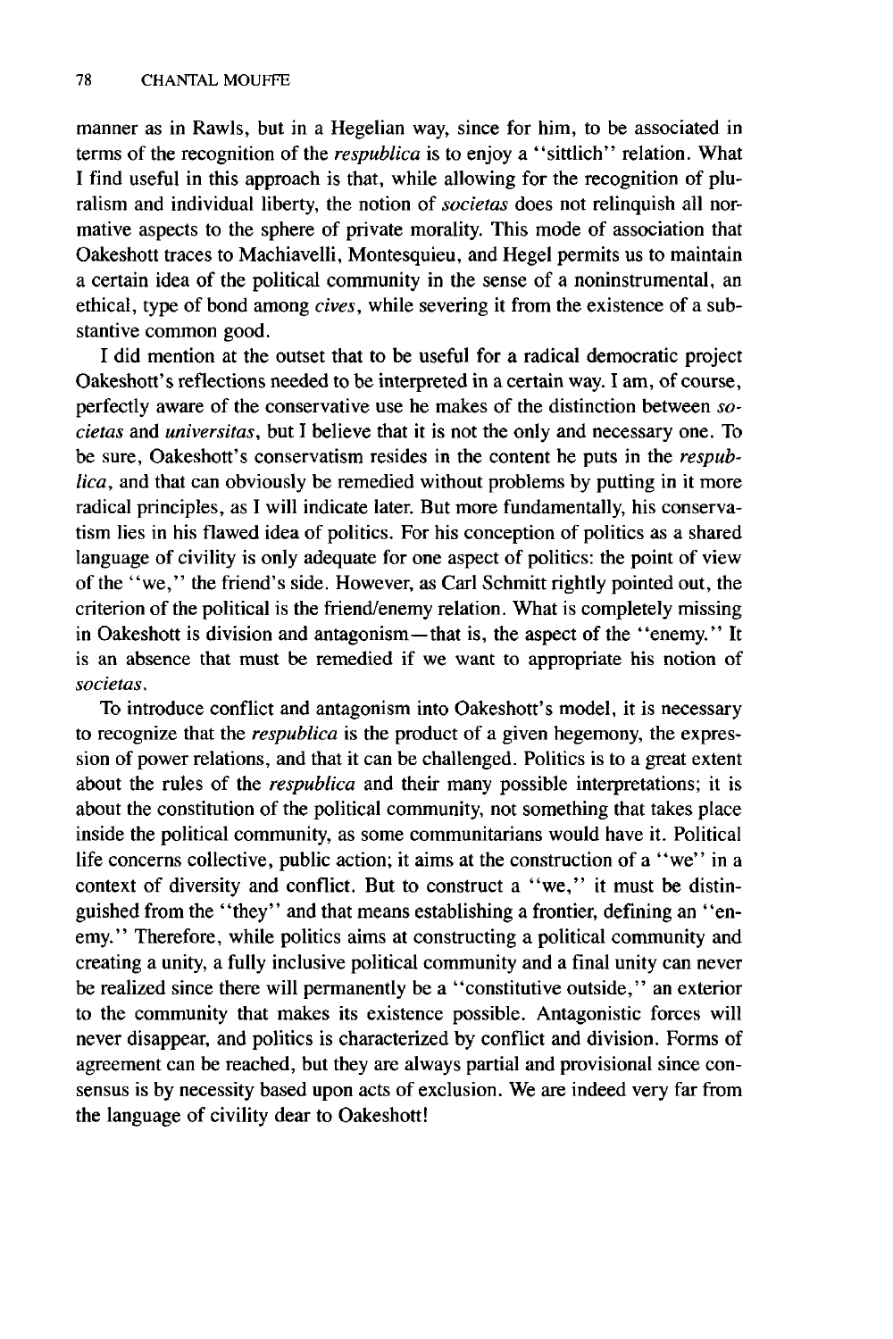manner as in Rawls, but in a Hegelian way, since for him, to be associated in terms of the recognition of the *respublica* is to enjoy a "sittlich" relation. What I find useful in this approach is that, while allowing for the recognition of pluralism and individual liberty, the notion of *societas* does not relinquish all normative aspects to the sphere of private morality. This mode of association that Oakeshott traces to Machiavelli, Montesquieu, and Hegel permits us to maintain a certain idea of the political community in the sense of a noninstrumental, an ethical, type of bond among *cives*, while severing it from the existence of a substantive common good.

I did mention at the outset that to be useful for a radical democratic project Oakeshott's reflections needed to be interpreted in a certain way. I am, of course, perfectly aware of the conservative use he makes of the distinction between *societas* and *universitas*, but I believe that it is not the only and necessary one. To be sure, Oakeshott's conservatism resides in the content he puts in the *respublica*, and that can obviously be remedied without problems by putting in it more radical principles, as I will indicate later. But more fundamentally, his conservatism lies in his flawed idea of politics. For his conception of politics as a shared language of civility is only adequate for one aspect of politics: the point of view of the "we," the friend's side. However, as Carl Schmitt rightly pointed out, the criterion of the political is the friend/enemy relation. What is completely missing in Oakeshott is division and antagonism—that is, the aspect of the "enemy." It is an absence that must be remedied if we want to appropriate his notion of *societas*.

To introduce conflict and antagonism into Oakeshott's model, it is necessary to recognize that the *respublica* is the product of a given hegemony, the expression of power relations, and that it can be challenged. Politics is to a great extent about the rules of the *respublica* and their many possible interpretations; it is about the constitution of the political community, not something that takes place inside the political community, as some communitarians would have it. Political life concerns collective, public action; it aims at the construction of a "we" in a context of diversity and conflict. But to construct a "we," it must be distinguished from the "they" and that means establishing a frontier, defining an "enemy." Therefore, while politics aims at constructing a political community and creating a unity, a fully inclusive political community and a final unity can never be realized since there will permanently be a "constitutive outside," an exterior to the community that makes its existence possible. Antagonistic forces will never disappear, and politics is characterized by conflict and division. Forms of agreement can be reached, but they are always partial and provisional since consensus is by necessity based upon acts of exclusion. We are indeed very far from the language of civility dear to Oakeshott!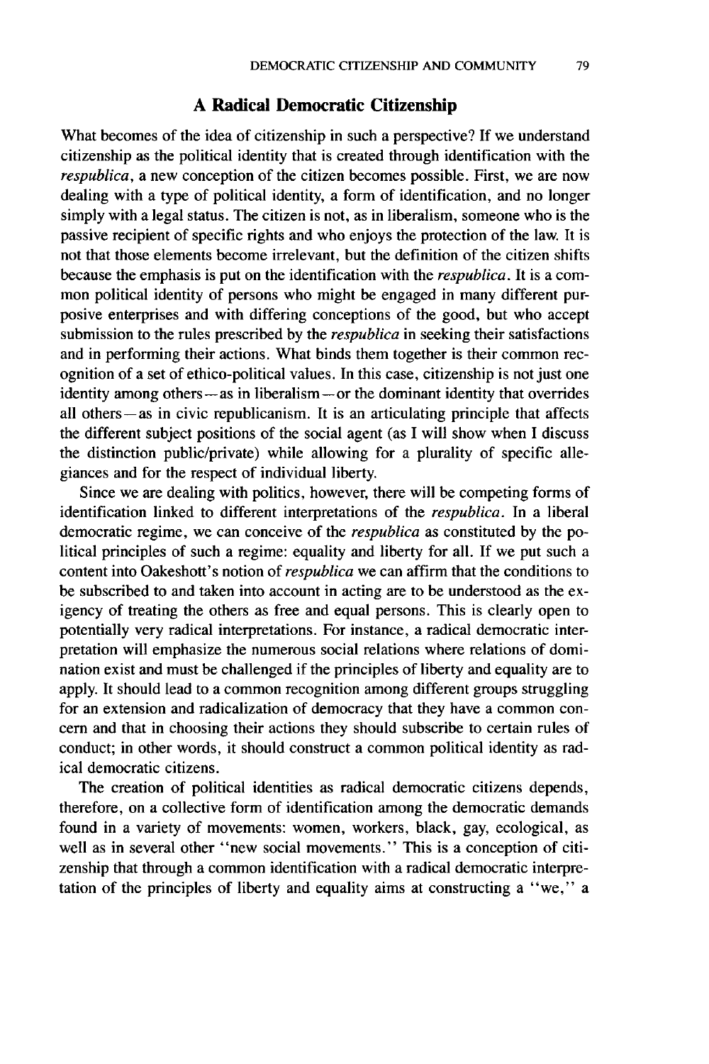## A Radical Democratic Citizenship

What becomes of the idea of citizenship in such a perspective? If we understand citizenship as the political identity that is created through identification with the *respublica*, a new conception of the citizen becomes possible. First, we are now dealing with a type of political identity, a form of identification, and no longer simply with a legal status. The citizen is not, as in liberalism, someone who is the passive recipient of specific rights and who enjoys the protection of the law. It is not that those elements become irrelevant, but the definition of the citizen shifts because the emphasis is put on the identification with the *respublica*. It is a common political identity of persons who might be engaged in many different purposive enterprises and with differing conceptions of the good, but who accept submission to the rules prescribed by the *respublica* in seeking their satisfactions and in performing their actions. What binds them together is their common recognition of a set of ethico-political values. In this case, citizenship is not just one identity among others—as in liberalism—or the dominant identity that overrides all others—as in civic republicanism. It is an articulating principle that affects the different subject positions of the social agent (as I will show when I discuss the distinction public/private) while allowing for a plurality of specific allegiances and for the respect of individual liberty.

Since we are dealing with politics, however, there will be competing forms of identification linked to different interpretations of the *respublica*. In a liberal democratic regime, we can conceive of the *respublica* as constituted by the political principles of such a regime: equality and liberty for all. If we put such a content into Oakeshott's notion of *respublica* we can affirm that the conditions to be subscribed to and taken into account in acting are to be understood as the exigency of treating the others as free and equal persons. This is clearly open to potentially very radical interpretations. For instance, a radical democratic interpretation will emphasize the numerous social relations where relations of domination exist and must be challenged if the principles of liberty and equality are to apply. It should lead to a common recognition among different groups struggling for an extension and radicalization of democracy that they have a common concern and that in choosing their actions they should subscribe to certain rules of conduct; in other words, it should construct a common political identity as radical democratic citizens.

The creation of political identities as radical democratic citizens depends, therefore, on a collective form of identification among the democratic demands found in a variety of movements: women, workers, black, gay, ecological, as well as in several other "new social movements." This is a conception of citizenship that through a common identification with a radical democratic interpretation of the principles of liberty and equality aims at constructing a "we," a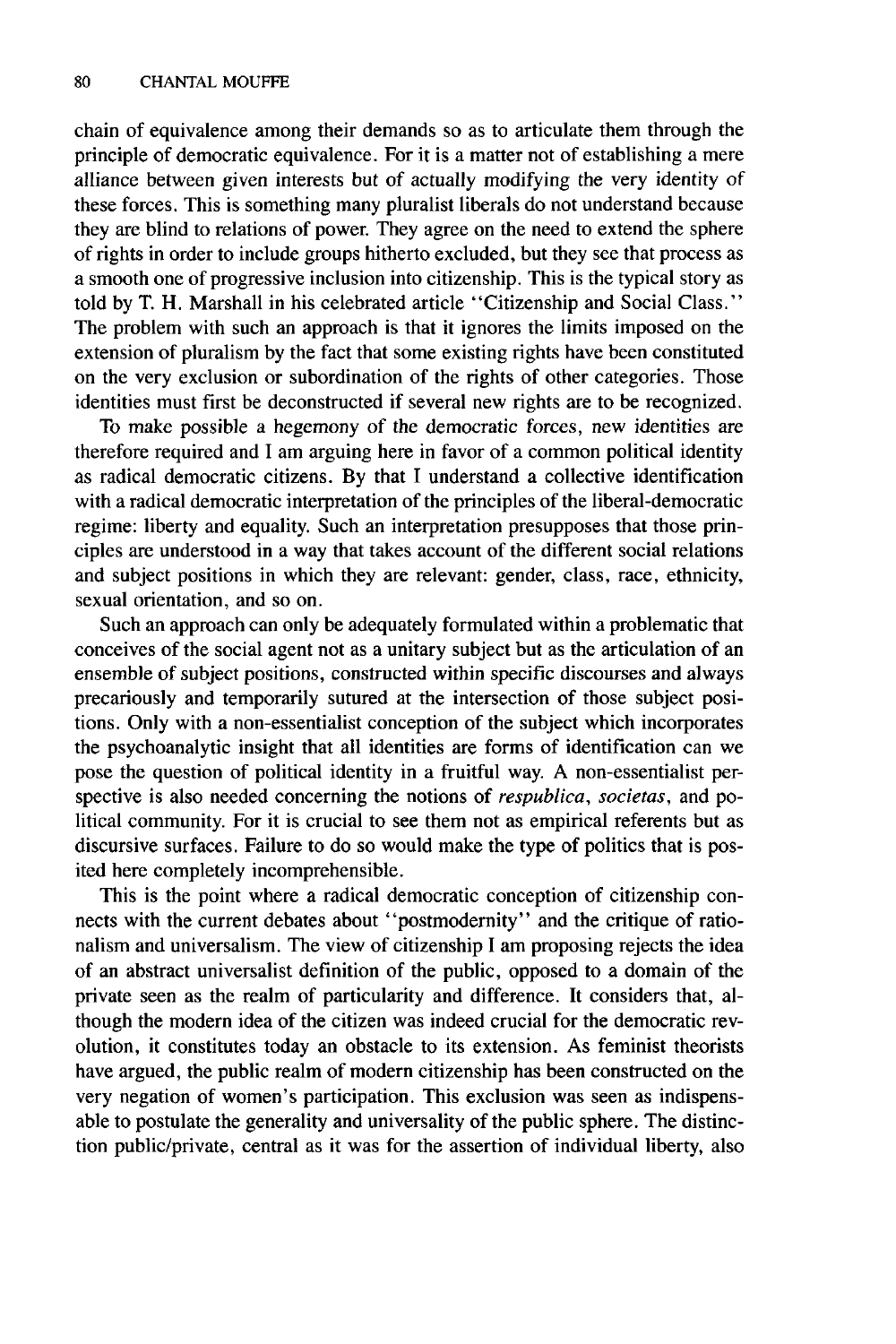chain of equivalence among their demands so as to articulate them through the principle of democratic equivalence. For it is a matter not of establishing a mere alliance between given interests but of actually modifying the very identity of these forces. This is something many pluralist liberals do not understand because they are blind to relations of power. They agree on the need to extend the sphere of rights in order to include groups hitherto excluded, but they see that process as a smooth one of progressive inclusion into citizenship. This is the typical story as told by T. H. Marshall in his celebrated article "Citizenship and Social Class." The problem with such an approach is that it ignores the limits imposed on the extension of pluralism by the fact that some existing rights have been constituted on the very exclusion or subordination of the rights of other categories. Those identities must first be deconstructed if several new rights are to be recognized.

To make possible a hegemony of the democratic forces, new identities are therefore required and I am arguing here in favor of a common political identity as radical democratic citizens. By that I understand a collective identification with a radical democratic interpretation of the principles of the liberal-democratic regime: liberty and equality. Such an interpretation presupposes that those principles are understood in a way that takes account of the different social relations and subject positions in which they are relevant: gender, class, race, ethnicity, sexual orientation, and so on.

Such an approach can only be adequately formulated within a problematic that conceives of the social agent not as a unitary subject but as the articulation of an ensemble of subject positions, constructed within specific discourses and always precariously and temporarily sutured at the intersection of those subject positions. Only with a non-essentialist conception of the subject which incorporates the psychoanalytic insight that all identities are forms of identification can we pose the question of political identity in a fruitful way. A non-essentialist perspective is also needed concerning the notions of *respublica*, *societas*, and political community. For it is crucial to see them not as empirical referents but as discursive surfaces. Failure to do so would make the type of politics that is posited here completely incomprehensible.

This is the point where a radical democratic conception of citizenship connects with the current debates about "postmodernity" and the critique of rationalism and universalism. The view of citizenship I am proposing rejects the idea of an abstract universalist definition of the public, opposed to a domain of the private seen as the realm of particularity and difference. It considers that, although the modern idea of the citizen was indeed crucial for the democratic revolution, it constitutes today an obstacle to its extension. As feminist theorists have argued, the public realm of modern citizenship has been constructed on the very negation of women's participation. This exclusion was seen as indispensable to postulate the generality and universality of the public sphere. The distinction public/private, central as it was for the assertion of individual liberty, also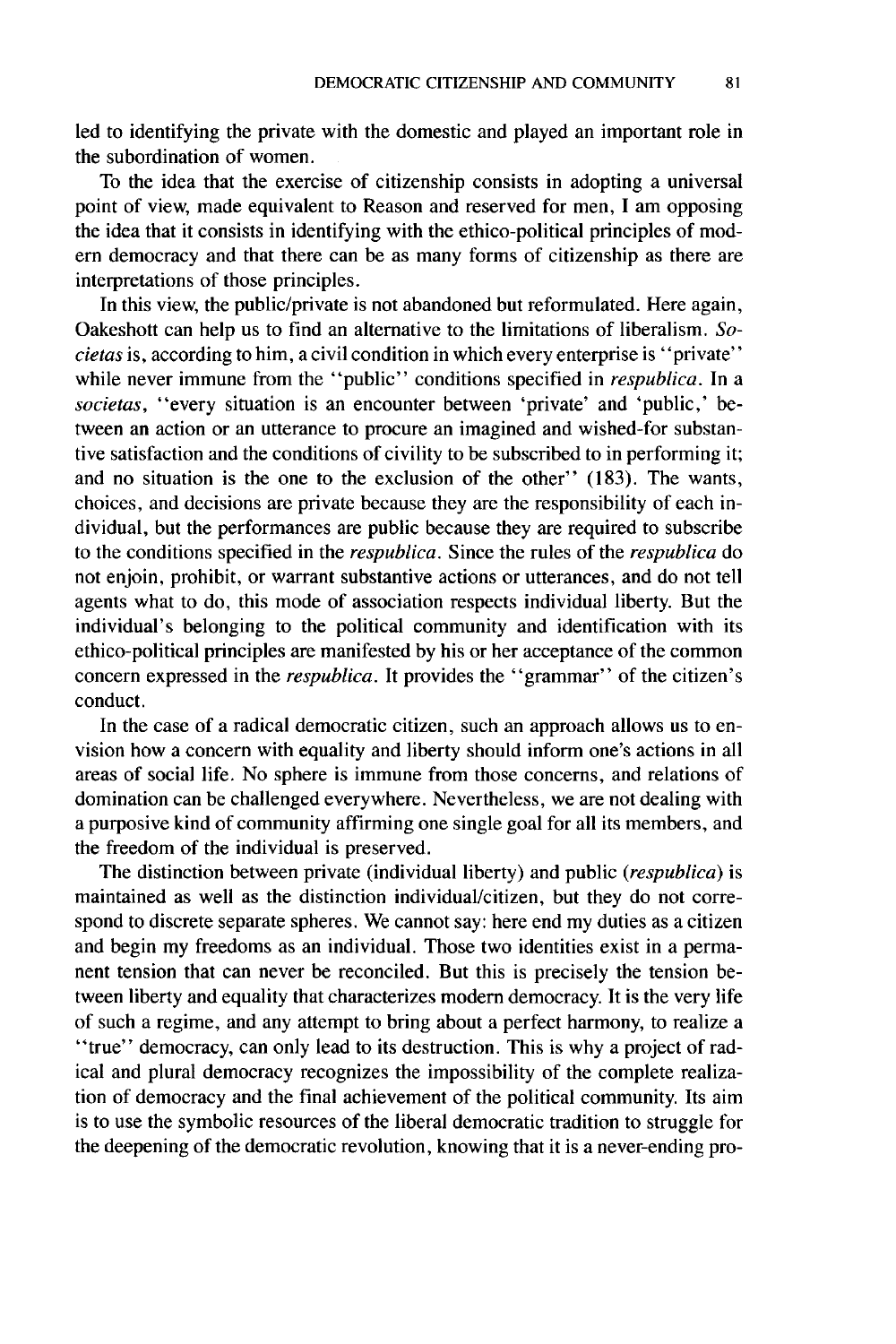led to identifying the private with the domestic and played an important role in the subordination of women.

To the idea that the exercise of citizenship consists in adopting a universal point of view, made equivalent to Reason and reserved for men, I am opposing the idea that it consists in identifying with the ethico-political principles of modern democracy and that there can be as many forms of citizenship as there are interpretations of those principles.

In this view, the public/private is not abandoned but reformulated. Here again, Oakeshott can help us to find an alternative to the limitations of liberalism. *Societas* is, according to him, a civil condition in which every enterprise is "private" while never immune from the "public" conditions specified in *respublica*. In a *societas*, "every situation is an encounter between 'private' and 'public,' between an action or an utterance to procure an imagined and wished-for substantive satisfaction and the conditions of civility to be subscribed to in performing it; and no situation is the one to the exclusion of the other" (183). The wants, choices, and decisions are private because they are the responsibility of each individual, but the performances are public because they are required to subscribe to the conditions specified in the *respublica*. Since the rules of the *respublica* do not enjoin, prohibit, or warrant substantive actions or utterances, and do not tell agents what to do, this mode of association respects individual liberty. But the individual's belonging to the political community and identification with its ethico-political principles are manifested by his or her acceptance of the common concern expressed in the *respublica*. It provides the "grammar" of the citizen's conduct.

In the case of a radical democratic citizen, such an approach allows us to envision how a concern with equality and liberty should inform one's actions in all areas of social life. No sphere is immune from those concerns, and relations of domination can be challenged everywhere. Nevertheless, we are not dealing with a purposive kind of community affirming one single goal for all its members, and the freedom of the individual is preserved.

The distinction between private (individual liberty) and public (*respublica*) is maintained as well as the distinction individual/citizen, but they do not correspond to discrete separate spheres. We cannot say: here end my duties as a citizen and begin my freedoms as an individual. Those two identities exist in a permanent tension that can never be reconciled. But this is precisely the tension between liberty and equality that characterizes modern democracy. It is the very life of such a regime, and any attempt to bring about a perfect harmony, to realize a "true" democracy, can only lead to its destruction. This is why a project of radical and plural democracy recognizes the impossibility of the complete realization of democracy and the final achievement of the political community. Its aim is to use the symbolic resources of the liberal democratic tradition to struggle for the deepening of the democratic revolution, knowing that it is a never-ending pro-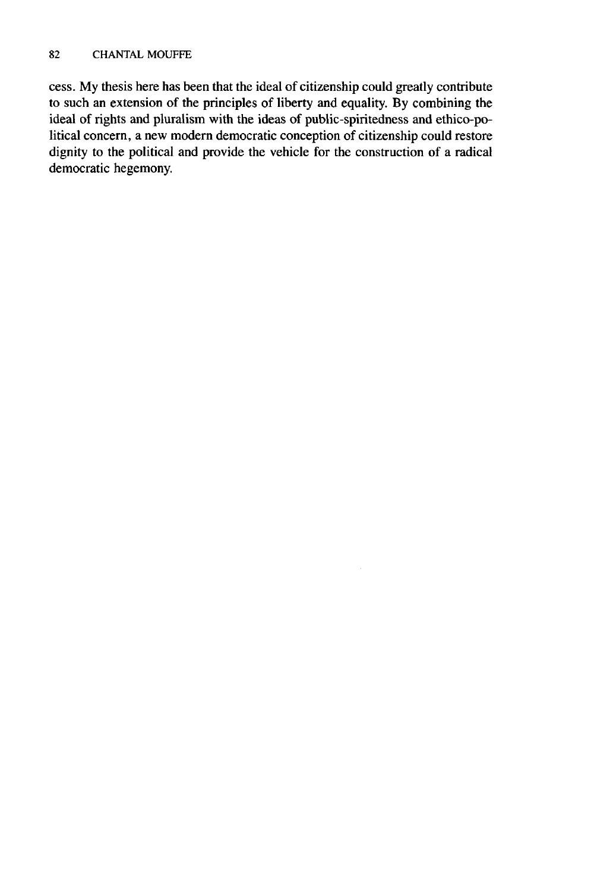cess. My thesis here has been that the ideal of citizenship could greatly contribute to such an extension of the principles of liberty and equality. By combining the ideal of rights and pluralism with the ideas of public-spiritedness and ethico-political concern, a new modern democratic conception of citizenship could restore dignity to the political and provide the vehicle for the construction of a radical democratic hegemony.